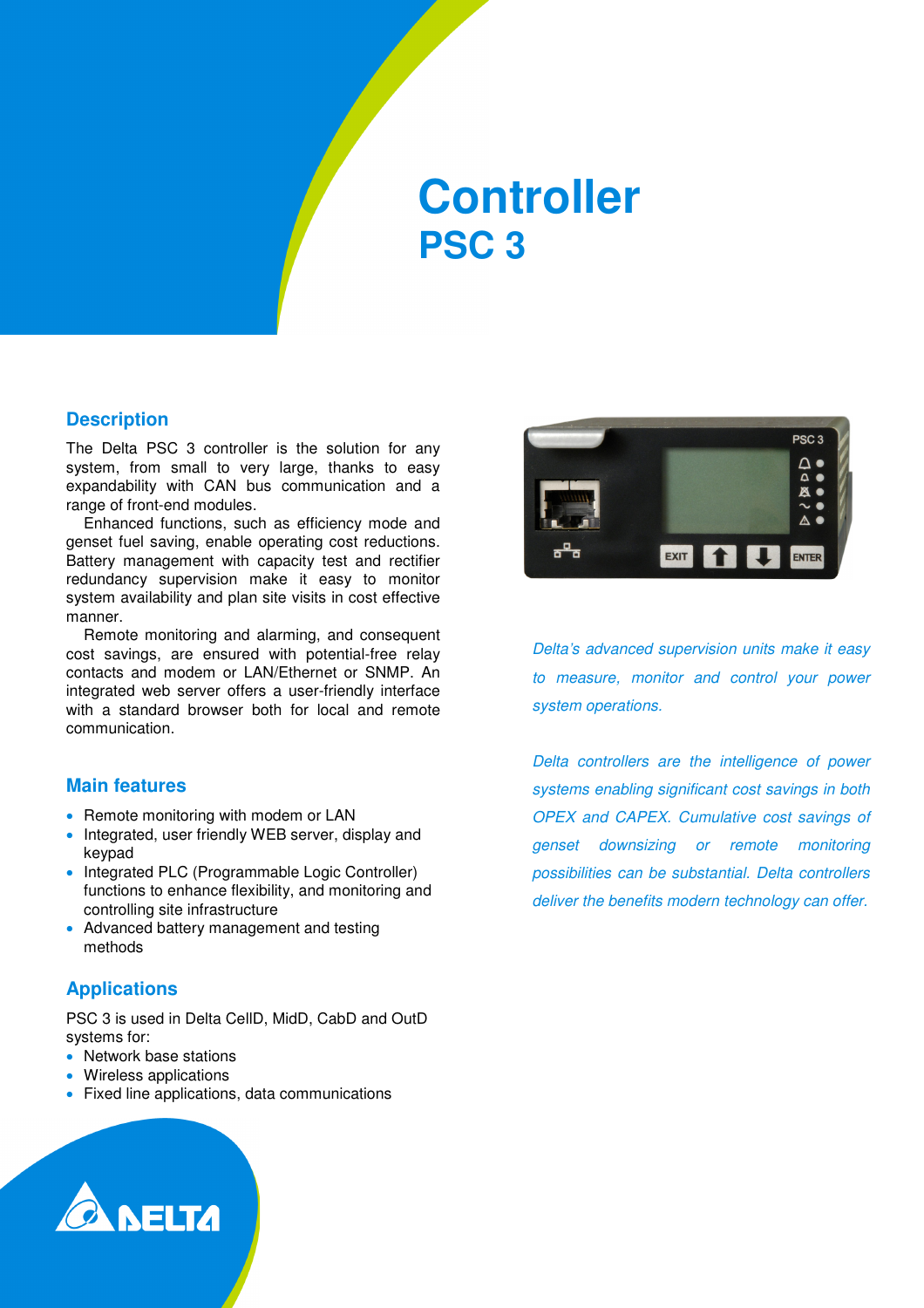# Controller
## PSC 3

### Description

The Delta PSC 3 controller is the solution for any system, from small to very large, thanks to easy expandability with CAN bus communication and a range of front-end modules.

Enhanced functions, such as efficiency mode and genset fuel saving, enable operating cost reductions. Battery management with capacity test and rectifier redundancy supervision make it easy to monitor system availability and plan site visits in cost effective manner.

Remote monitoring and alarming, and consequent cost savings, are ensured with potential-free relay contacts and modem or LAN/Ethernet or SNMP. An integrated web server offers a user-friendly interface with a standard browser both for local and remote communication.

*Delta's advanced supervision units make it easy to measure, monitor and control your power system operations.*

*Delta controllers are the intelligence of power systems enabling significant cost savings in both OPEX and CAPEX. Cumulative cost savings of genset downsizing or remote monitoring possibilities can be substantial. Delta controllers deliver the benefits modern technology can offer.*

### Main features

- Remote monitoring with modem or LAN
- Integrated, user friendly WEB server, display and keypad
- Integrated PLC (Programmable Logic Controller) functions to enhance flexibility, and monitoring and controlling site infrastructure
- Advanced battery management and testing methods

### Applications

PSC 3 is used in Delta CellD, MidD, CabD and OutD systems for:

- Network base stations
- Wireless applications
- Fixed line applications, data communications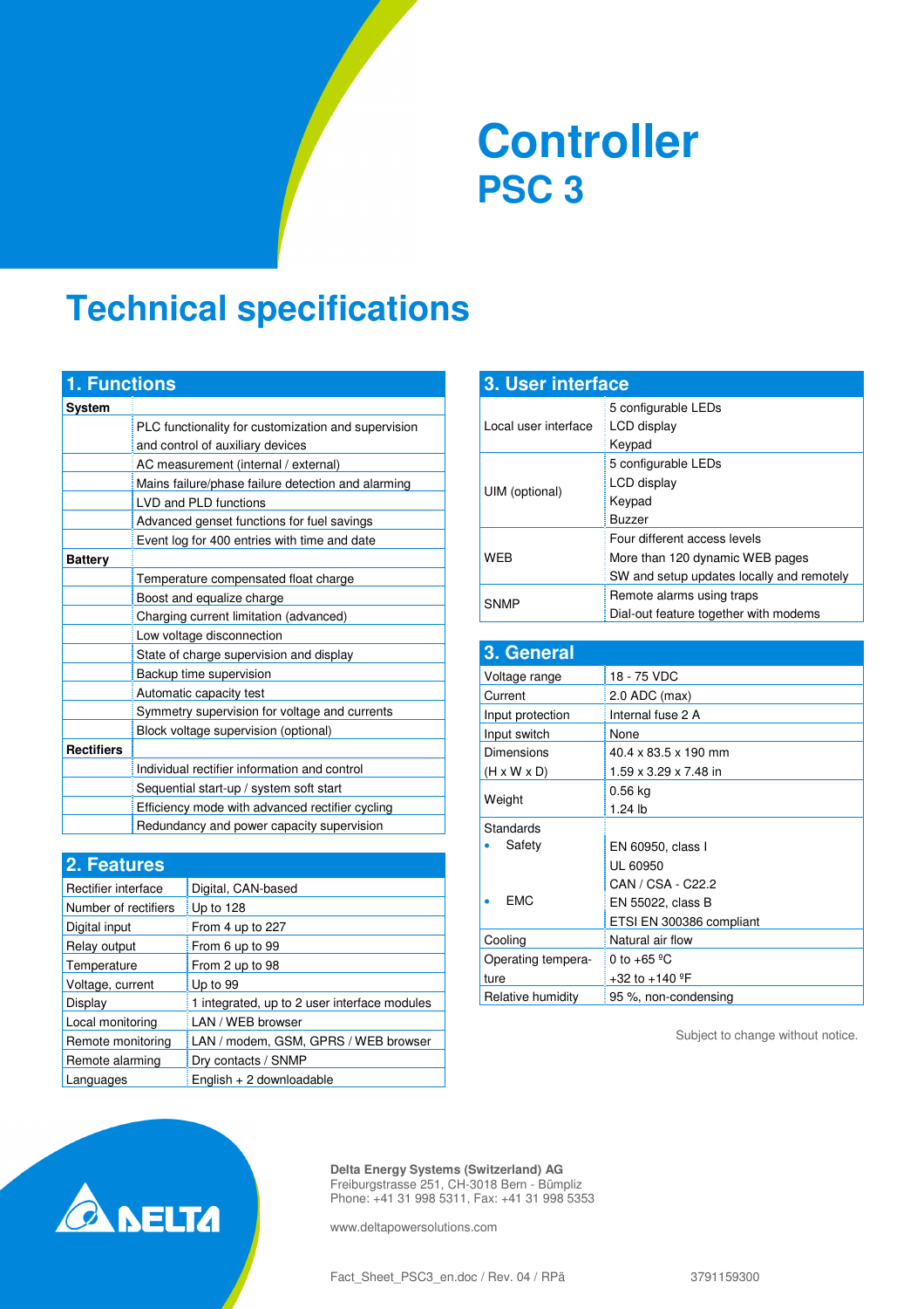# Controller
## PSC 3

# Technical specifications

## 1. Functions

| | |
|---|---|
| **System** | |
| | PLC functionality for customization and supervision and control of auxiliary devices |
| | AC measurement (internal / external) |
| | Mains failure/phase failure detection and alarming |
| | LVD and PLD functions |
| | Advanced genset functions for fuel savings |
| | Event log for 400 entries with time and date |
| **Battery** | |
| | Temperature compensated float charge |
| | Boost and equalize charge |
| | Charging current limitation (advanced) |
| | Low voltage disconnection |
| | State of charge supervision and display |
| | Backup time supervision |
| | Automatic capacity test |
| | Symmetry supervision for voltage and currents |
| | Block voltage supervision (optional) |
| **Rectifiers** | |
| | Individual rectifier information and control |
| | Sequential start-up / system soft start |
| | Efficiency mode with advanced rectifier cycling |
| | Redundancy and power capacity supervision |

## 2. Features

| | |
|---|---|
| Rectifier interface | Digital, CAN-based |
| Number of rectifiers | Up to 128 |
| Digital input | From 4 up to 227 |
| Relay output | From 6 up to 99 |
| Temperature | From 2 up to 98 |
| Voltage, current | Up to 99 |
| Display | 1 integrated, up to 2 user interface modules |
| Local monitoring | LAN / WEB browser |
| Remote monitoring | LAN / modem, GSM, GPRS / WEB browser |
| Remote alarming | Dry contacts / SNMP |
| Languages | English + 2 downloadable |

## 3. User interface

| | |
|---|---|
| Local user interface | 5 configurable LEDs<br>LCD display<br>Keypad |
| UIM (optional) | 5 configurable LEDs<br>LCD display<br>Keypad<br>Buzzer |
| WEB | Four different access levels<br>More than 120 dynamic WEB pages<br>SW and setup updates locally and remotely |
| SNMP | Remote alarms using traps<br>Dial-out feature together with modems |

## 3. General

| | |
|---|---|
| Voltage range | 18 - 75 VDC |
| Current | 2.0 ADC (max) |
| Input protection | Internal fuse 2 A |
| Input switch | None |
| Dimensions (H x W x D) | 40.4 x 83.5 x 190 mm<br>1.59 x 3.29 x 7.48 in |
| Weight | 0.56 kg<br>1.24 lb |
| Standards<br>• Safety | EN 60950, class I<br>UL 60950<br>CAN / CSA - C22.2 |
| • EMC | EN 55022, class B<br>ETSI EN 300386 compliant |
| Cooling | Natural air flow |
| Operating temperature | 0 to +65 ºC<br>+32 to +140 ºF |
| Relative humidity | 95 %, non-condensing |

Subject to change without notice.

**Delta Energy Systems (Switzerland) AG**
Freiburgstrasse 251, CH-3018 Bern - Bümpliz
Phone: +41 31 998 5311, Fax: +41 31 998 5353

www.deltapowersolutions.com

Fact_Sheet_PSC3_en.doc / Rev. 04 / RPä 3791159300